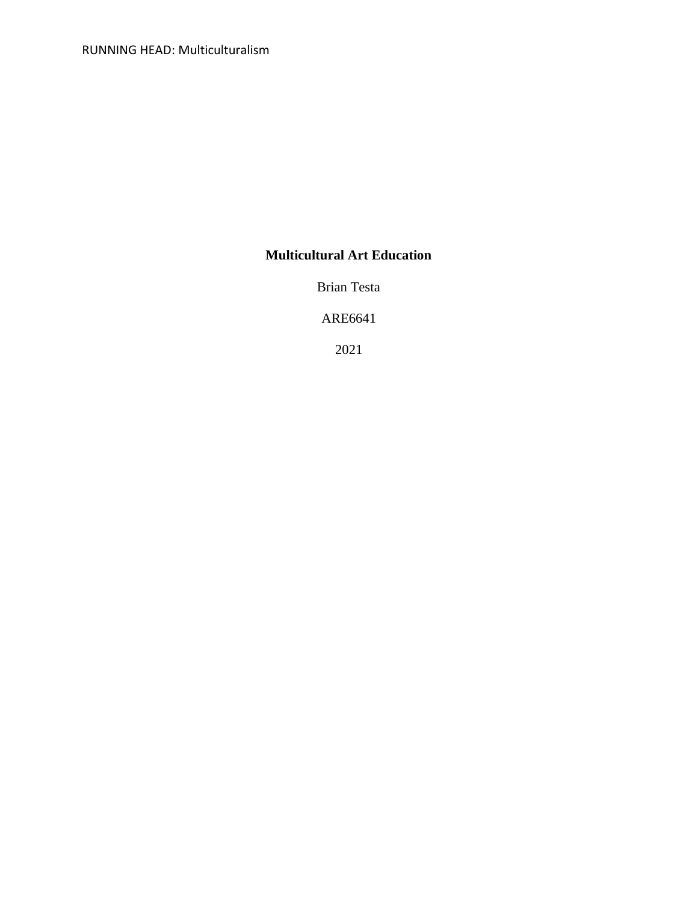**Multicultural Art Education**

Brian Testa

ARE6641

2021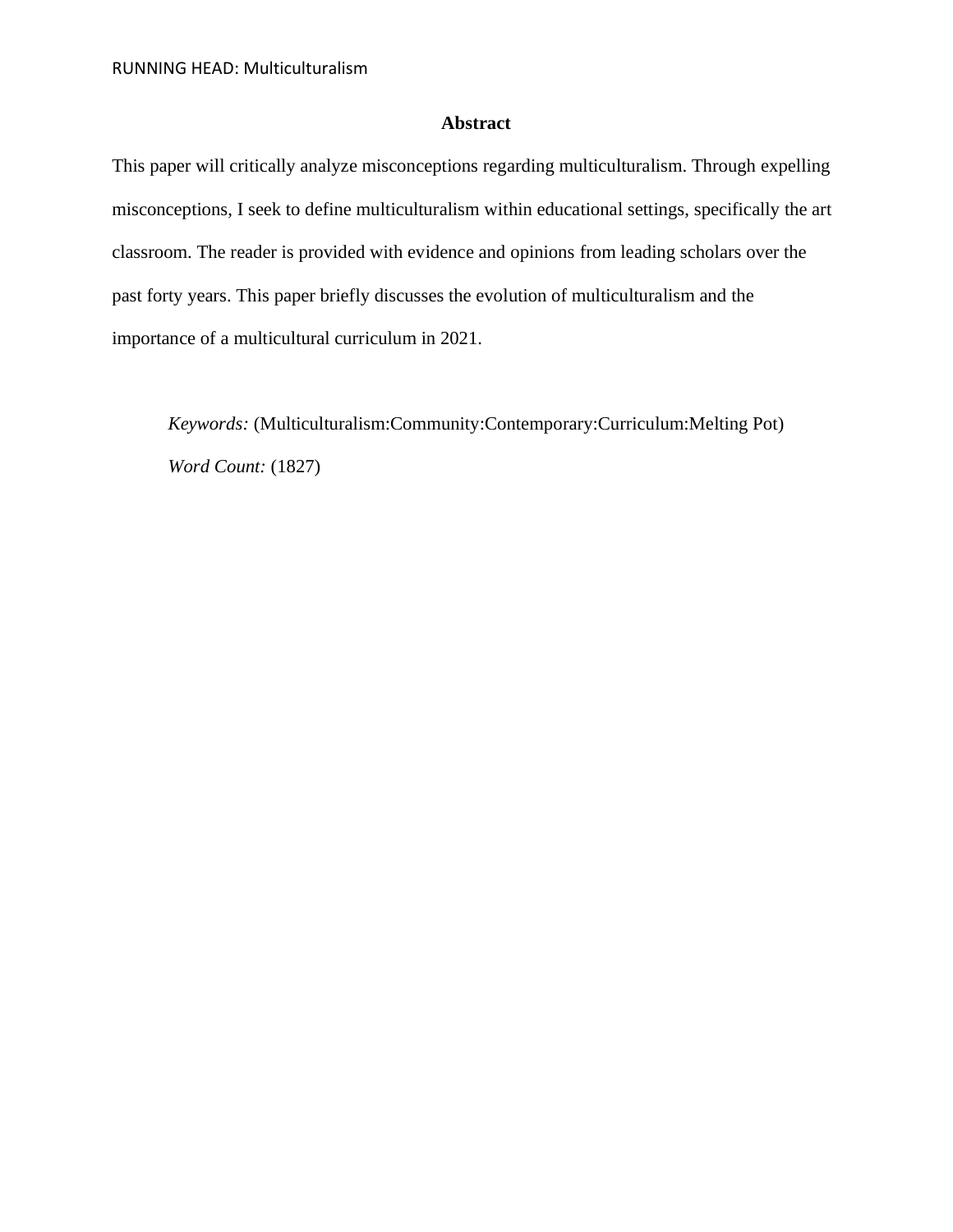## Abstract

This paper will critically analyze misconceptions regarding multiculturalism. Through expelling misconceptions, I seek to define multiculturalism within educational settings, specifically the art classroom. The reader is provided with evidence and opinions from leading scholars over the past forty years. This paper briefly discusses the evolution of multiculturalism and the importance of a multicultural curriculum in 2021.

*Keywords:* (Multiculturalism:Community:Contemporary:Curriculum:Melting Pot)

*Word Count:* (1827)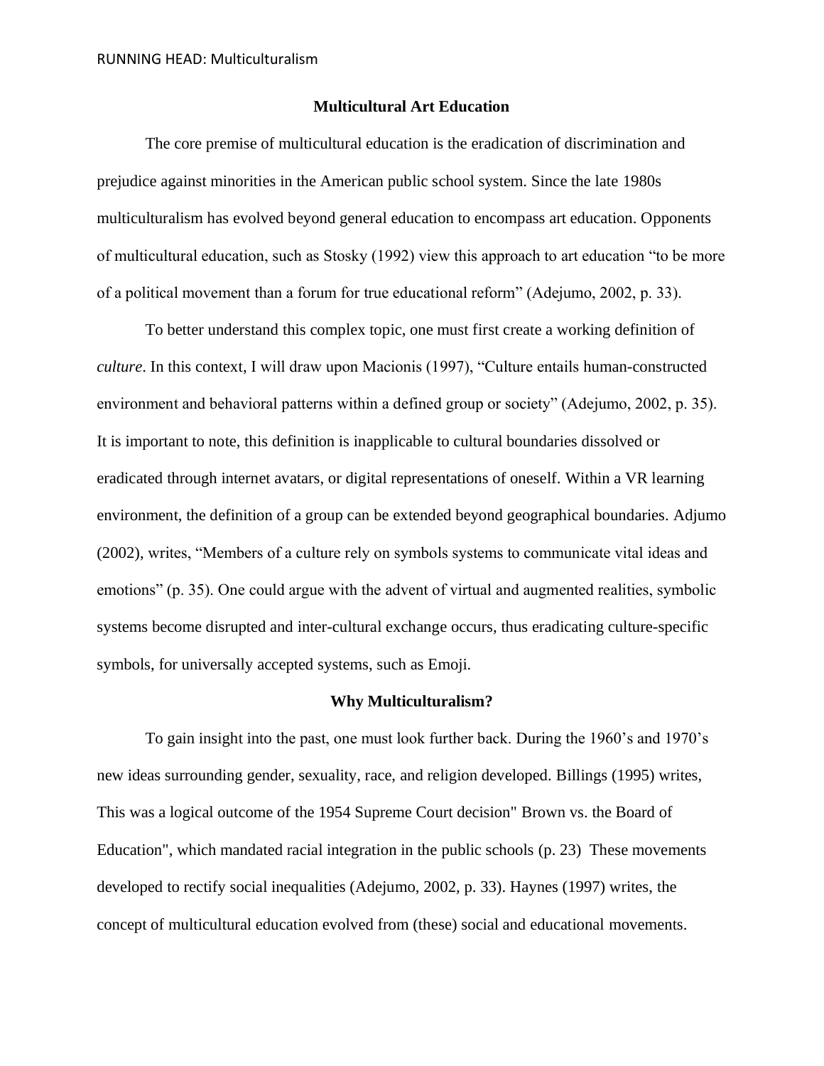## Multicultural Art Education

The core premise of multicultural education is the eradication of discrimination and prejudice against minorities in the American public school system. Since the late 1980s multiculturalism has evolved beyond general education to encompass art education. Opponents of multicultural education, such as Stosky (1992) view this approach to art education "to be more of a political movement than a forum for true educational reform" (Adejumo, 2002, p. 33).

To better understand this complex topic, one must first create a working definition of *culture*. In this context, I will draw upon Macionis (1997), "Culture entails human-constructed environment and behavioral patterns within a defined group or society" (Adejumo, 2002, p. 35). It is important to note, this definition is inapplicable to cultural boundaries dissolved or eradicated through internet avatars, or digital representations of oneself. Within a VR learning environment, the definition of a group can be extended beyond geographical boundaries. Adjumo (2002), writes, "Members of a culture rely on symbols systems to communicate vital ideas and emotions" (p. 35). One could argue with the advent of virtual and augmented realities, symbolic systems become disrupted and inter-cultural exchange occurs, thus eradicating culture-specific symbols, for universally accepted systems, such as Emoji.

## Why Multiculturalism?

To gain insight into the past, one must look further back. During the 1960's and 1970's new ideas surrounding gender, sexuality, race, and religion developed. Billings (1995) writes, This was a logical outcome of the 1954 Supreme Court decision" Brown vs. the Board of Education", which mandated racial integration in the public schools (p. 23)  These movements developed to rectify social inequalities (Adejumo, 2002, p. 33). Haynes (1997) writes, the concept of multicultural education evolved from (these) social and educational movements.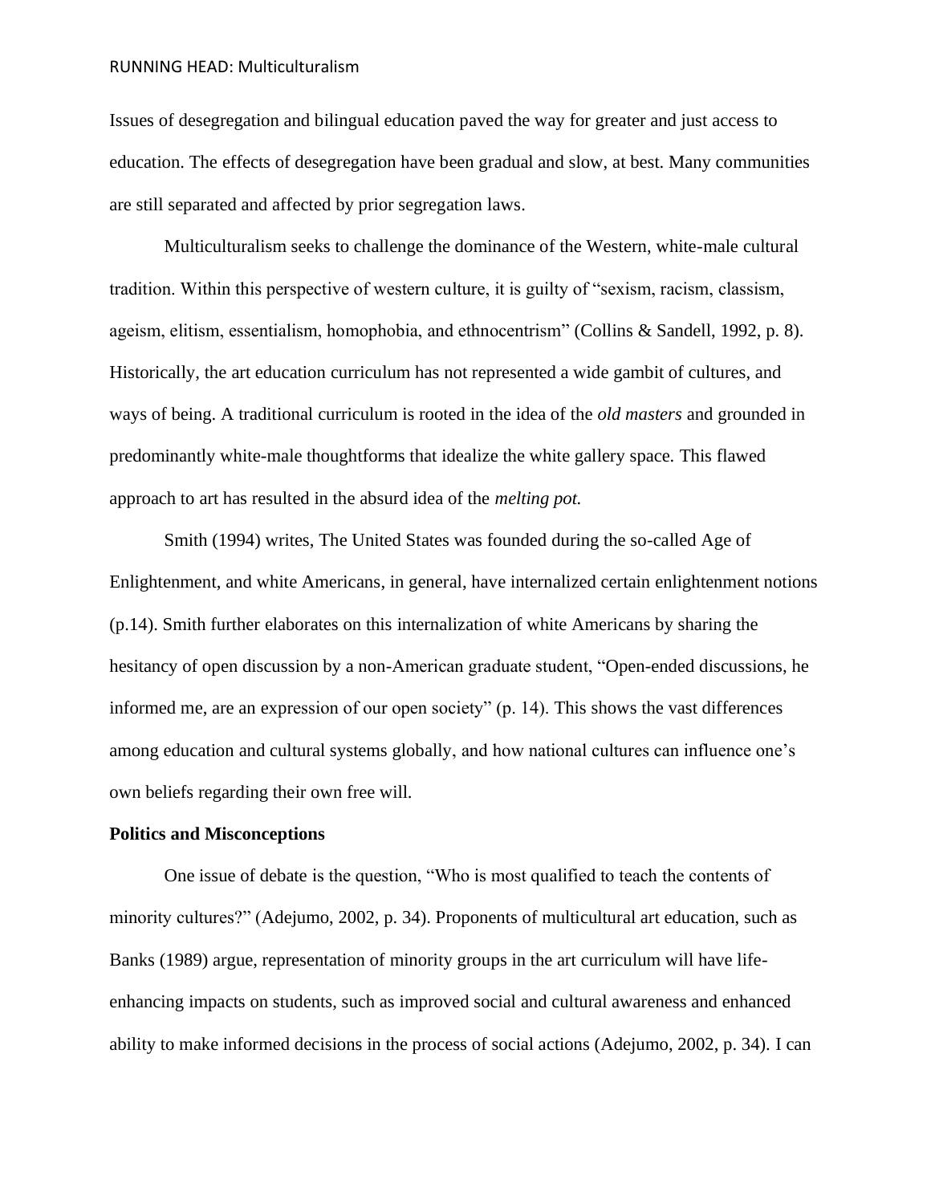Issues of desegregation and bilingual education paved the way for greater and just access to education. The effects of desegregation have been gradual and slow, at best. Many communities are still separated and affected by prior segregation laws.

Multiculturalism seeks to challenge the dominance of the Western, white-male cultural tradition. Within this perspective of western culture, it is guilty of "sexism, racism, classism, ageism, elitism, essentialism, homophobia, and ethnocentrism" (Collins & Sandell, 1992, p. 8). Historically, the art education curriculum has not represented a wide gambit of cultures, and ways of being. A traditional curriculum is rooted in the idea of the *old masters* and grounded in predominantly white-male thoughtforms that idealize the white gallery space. This flawed approach to art has resulted in the absurd idea of the *melting pot.*

Smith (1994) writes, The United States was founded during the so-called Age of Enlightenment, and white Americans, in general, have internalized certain enlightenment notions (p.14). Smith further elaborates on this internalization of white Americans by sharing the hesitancy of open discussion by a non-American graduate student, "Open-ended discussions, he informed me, are an expression of our open society" (p. 14). This shows the vast differences among education and cultural systems globally, and how national cultures can influence one's own beliefs regarding their own free will.

**Politics and Misconceptions**

One issue of debate is the question, "Who is most qualified to teach the contents of minority cultures?" (Adejumo, 2002, p. 34). Proponents of multicultural art education, such as Banks (1989) argue, representation of minority groups in the art curriculum will have life-enhancing impacts on students, such as improved social and cultural awareness and enhanced ability to make informed decisions in the process of social actions (Adejumo, 2002, p. 34). I can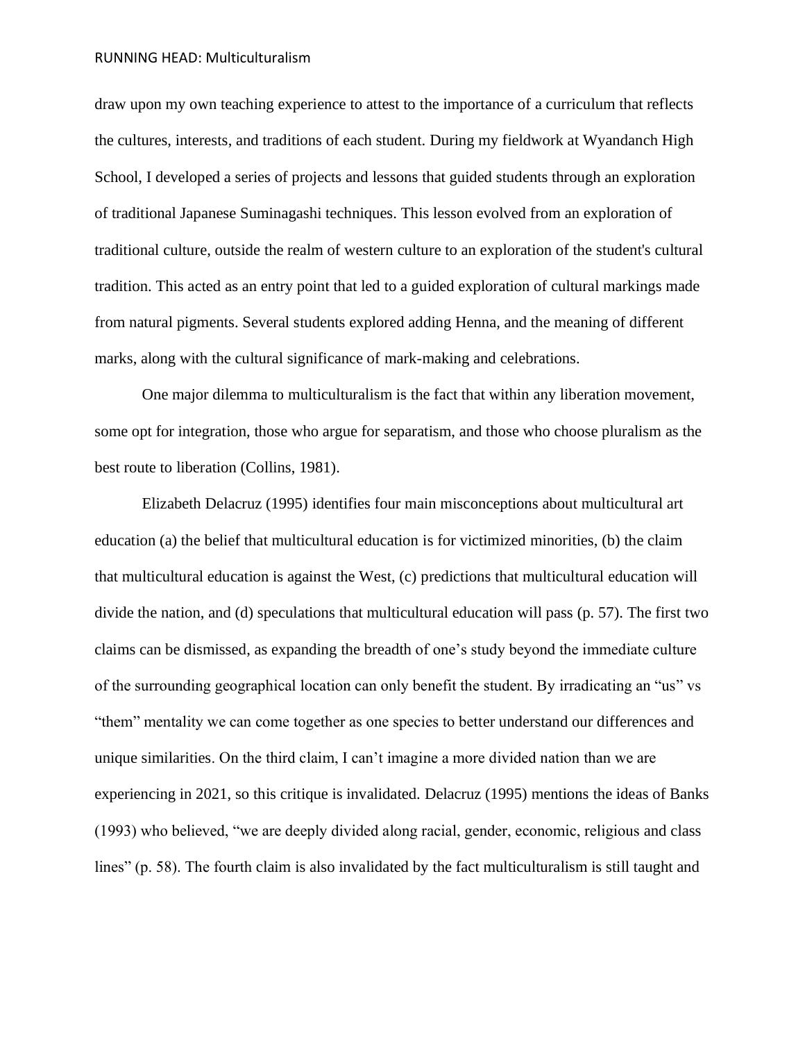draw upon my own teaching experience to attest to the importance of a curriculum that reflects the cultures, interests, and traditions of each student. During my fieldwork at Wyandanch High School, I developed a series of projects and lessons that guided students through an exploration of traditional Japanese Suminagashi techniques. This lesson evolved from an exploration of traditional culture, outside the realm of western culture to an exploration of the student's cultural tradition. This acted as an entry point that led to a guided exploration of cultural markings made from natural pigments. Several students explored adding Henna, and the meaning of different marks, along with the cultural significance of mark-making and celebrations.

One major dilemma to multiculturalism is the fact that within any liberation movement, some opt for integration, those who argue for separatism, and those who choose pluralism as the best route to liberation (Collins, 1981).

Elizabeth Delacruz (1995) identifies four main misconceptions about multicultural art education (a) the belief that multicultural education is for victimized minorities, (b) the claim that multicultural education is against the West, (c) predictions that multicultural education will divide the nation, and (d) speculations that multicultural education will pass (p. 57). The first two claims can be dismissed, as expanding the breadth of one's study beyond the immediate culture of the surrounding geographical location can only benefit the student. By irradicating an "us" vs "them" mentality we can come together as one species to better understand our differences and unique similarities. On the third claim, I can't imagine a more divided nation than we are experiencing in 2021, so this critique is invalidated. Delacruz (1995) mentions the ideas of Banks (1993) who believed, "we are deeply divided along racial, gender, economic, religious and class lines" (p. 58). The fourth claim is also invalidated by the fact multiculturalism is still taught and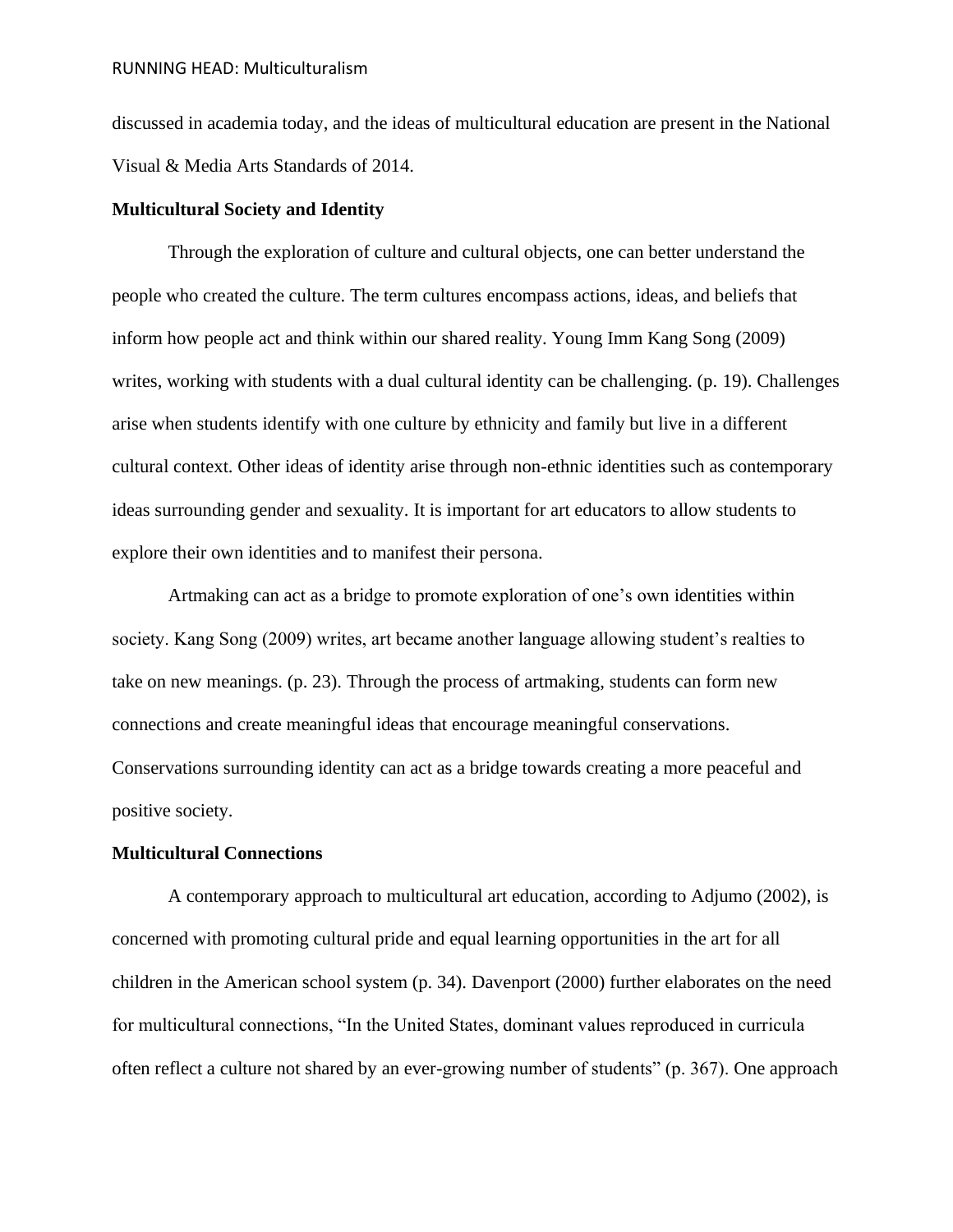discussed in academia today, and the ideas of multicultural education are present in the National Visual & Media Arts Standards of 2014.

**Multicultural Society and Identity**

Through the exploration of culture and cultural objects, one can better understand the people who created the culture. The term cultures encompass actions, ideas, and beliefs that inform how people act and think within our shared reality. Young Imm Kang Song (2009) writes, working with students with a dual cultural identity can be challenging. (p. 19). Challenges arise when students identify with one culture by ethnicity and family but live in a different cultural context. Other ideas of identity arise through non-ethnic identities such as contemporary ideas surrounding gender and sexuality. It is important for art educators to allow students to explore their own identities and to manifest their persona.

Artmaking can act as a bridge to promote exploration of one's own identities within society. Kang Song (2009) writes, art became another language allowing student's realties to take on new meanings. (p. 23). Through the process of artmaking, students can form new connections and create meaningful ideas that encourage meaningful conservations. Conservations surrounding identity can act as a bridge towards creating a more peaceful and positive society.

**Multicultural Connections**

A contemporary approach to multicultural art education, according to Adjumo (2002), is concerned with promoting cultural pride and equal learning opportunities in the art for all children in the American school system (p. 34). Davenport (2000) further elaborates on the need for multicultural connections, "In the United States, dominant values reproduced in curricula often reflect a culture not shared by an ever-growing number of students" (p. 367). One approach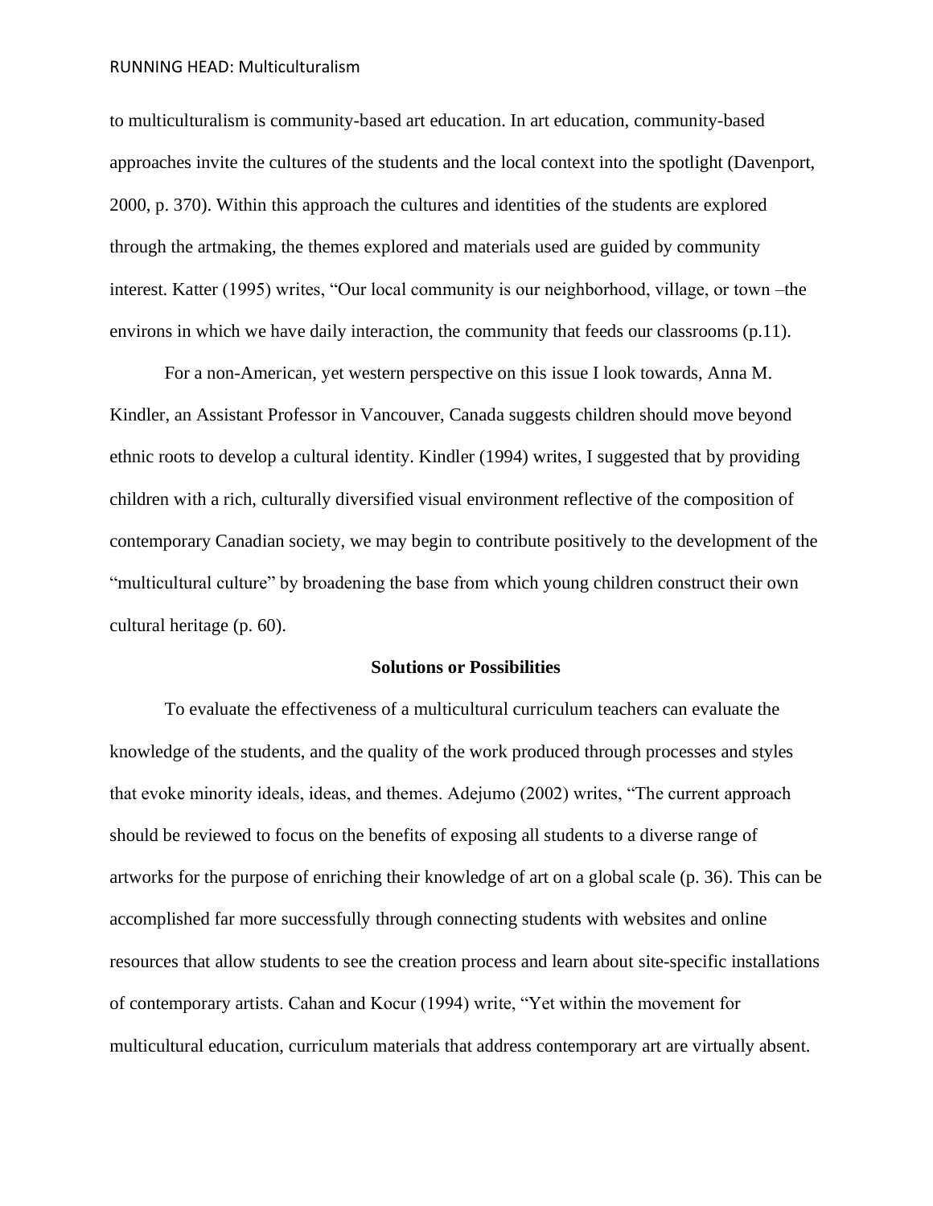to multiculturalism is community-based art education. In art education, community-based approaches invite the cultures of the students and the local context into the spotlight (Davenport, 2000, p. 370). Within this approach the cultures and identities of the students are explored through the artmaking, the themes explored and materials used are guided by community interest. Katter (1995) writes, "Our local community is our neighborhood, village, or town –the environs in which we have daily interaction, the community that feeds our classrooms (p.11).

For a non-American, yet western perspective on this issue I look towards, Anna M. Kindler, an Assistant Professor in Vancouver, Canada suggests children should move beyond ethnic roots to develop a cultural identity. Kindler (1994) writes, I suggested that by providing children with a rich, culturally diversified visual environment reflective of the composition of contemporary Canadian society, we may begin to contribute positively to the development of the "multicultural culture" by broadening the base from which young children construct their own cultural heritage (p. 60).

**Solutions or Possibilities**

To evaluate the effectiveness of a multicultural curriculum teachers can evaluate the knowledge of the students, and the quality of the work produced through processes and styles that evoke minority ideals, ideas, and themes. Adejumo (2002) writes, "The current approach should be reviewed to focus on the benefits of exposing all students to a diverse range of artworks for the purpose of enriching their knowledge of art on a global scale (p. 36). This can be accomplished far more successfully through connecting students with websites and online resources that allow students to see the creation process and learn about site-specific installations of contemporary artists. Cahan and Kocur (1994) write, "Yet within the movement for multicultural education, curriculum materials that address contemporary art are virtually absent.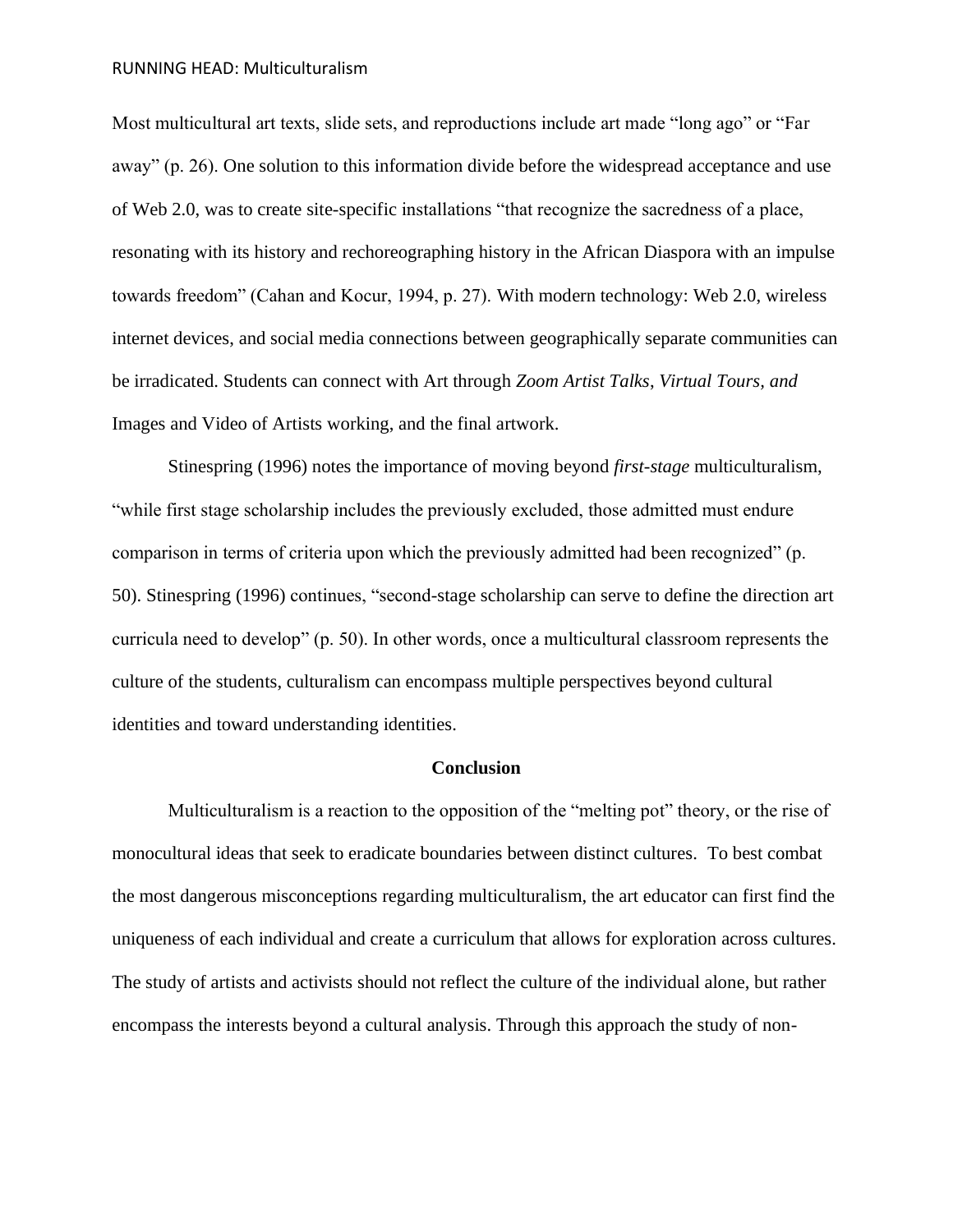Most multicultural art texts, slide sets, and reproductions include art made "long ago" or "Far away" (p. 26). One solution to this information divide before the widespread acceptance and use of Web 2.0, was to create site-specific installations "that recognize the sacredness of a place, resonating with its history and rechoreographing history in the African Diaspora with an impulse towards freedom" (Cahan and Kocur, 1994, p. 27). With modern technology: Web 2.0, wireless internet devices, and social media connections between geographically separate communities can be irradicated. Students can connect with Art through *Zoom Artist Talks, Virtual Tours, and* Images and Video of Artists working, and the final artwork.

Stinespring (1996) notes the importance of moving beyond *first-stage* multiculturalism, "while first stage scholarship includes the previously excluded, those admitted must endure comparison in terms of criteria upon which the previously admitted had been recognized" (p. 50). Stinespring (1996) continues, "second-stage scholarship can serve to define the direction art curricula need to develop" (p. 50). In other words, once a multicultural classroom represents the culture of the students, culturalism can encompass multiple perspectives beyond cultural identities and toward understanding identities.

## Conclusion

Multiculturalism is a reaction to the opposition of the "melting pot" theory, or the rise of monocultural ideas that seek to eradicate boundaries between distinct cultures. To best combat the most dangerous misconceptions regarding multiculturalism, the art educator can first find the uniqueness of each individual and create a curriculum that allows for exploration across cultures. The study of artists and activists should not reflect the culture of the individual alone, but rather encompass the interests beyond a cultural analysis. Through this approach the study of non-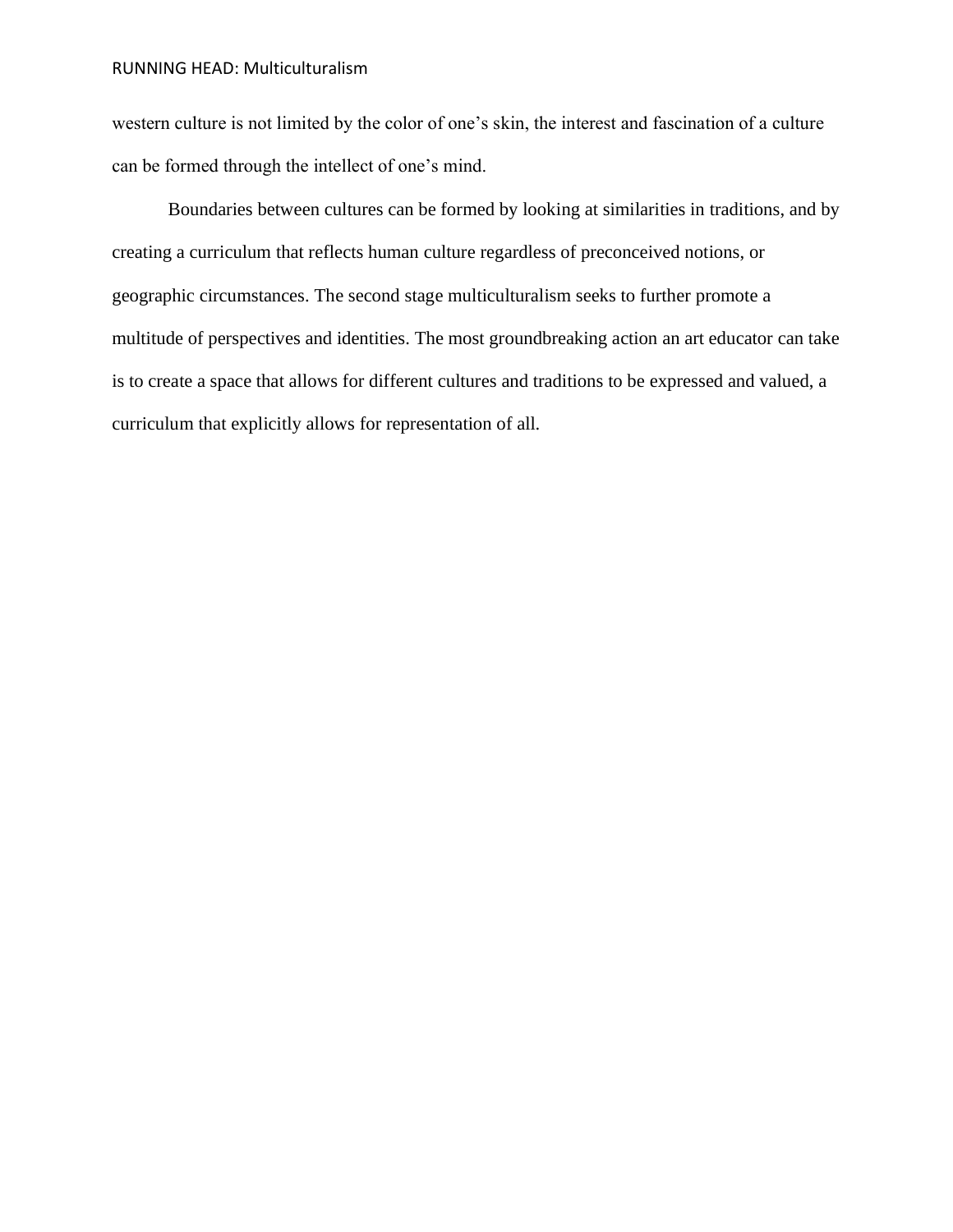western culture is not limited by the color of one's skin, the interest and fascination of a culture can be formed through the intellect of one's mind.

Boundaries between cultures can be formed by looking at similarities in traditions, and by creating a curriculum that reflects human culture regardless of preconceived notions, or geographic circumstances. The second stage multiculturalism seeks to further promote a multitude of perspectives and identities. The most groundbreaking action an art educator can take is to create a space that allows for different cultures and traditions to be expressed and valued, a curriculum that explicitly allows for representation of all.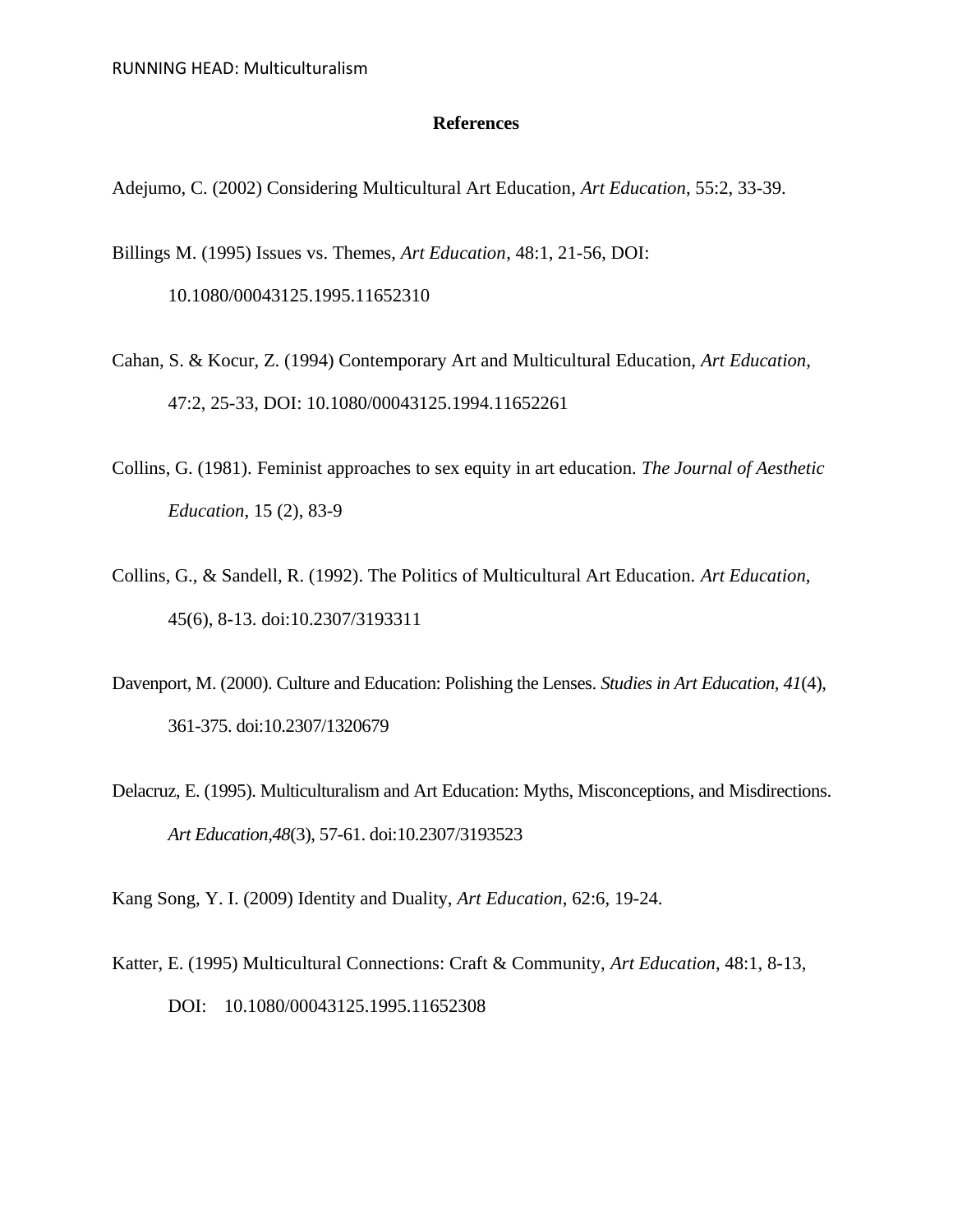# References

Adejumo, C. (2002) Considering Multicultural Art Education, *Art Education*, 55:2, 33-39.

Billings M. (1995) Issues vs. Themes, *Art Education*, 48:1, 21-56, DOI: 10.1080/00043125.1995.11652310

Cahan, S. & Kocur, Z. (1994) Contemporary Art and Multicultural Education, *Art Education*, 47:2, 25-33, DOI: 10.1080/00043125.1994.11652261

Collins, G. (1981). Feminist approaches to sex equity in art education. *The Journal of Aesthetic Education*, 15 (2), 83-9

Collins, G., & Sandell, R. (1992). The Politics of Multicultural Art Education. *Art Education*, 45(6), 8-13. doi:10.2307/3193311

Davenport, M. (2000). Culture and Education: Polishing the Lenses. *Studies in Art Education, 41*(4), 361-375. doi:10.2307/1320679

Delacruz, E. (1995). Multiculturalism and Art Education: Myths, Misconceptions, and Misdirections. *Art Education,48*(3), 57-61. doi:10.2307/3193523

Kang Song, Y. I. (2009) Identity and Duality, *Art Education*, 62:6, 19-24.

Katter, E. (1995) Multicultural Connections: Craft & Community, *Art Education*, 48:1, 8-13, DOI: 10.1080/00043125.1995.11652308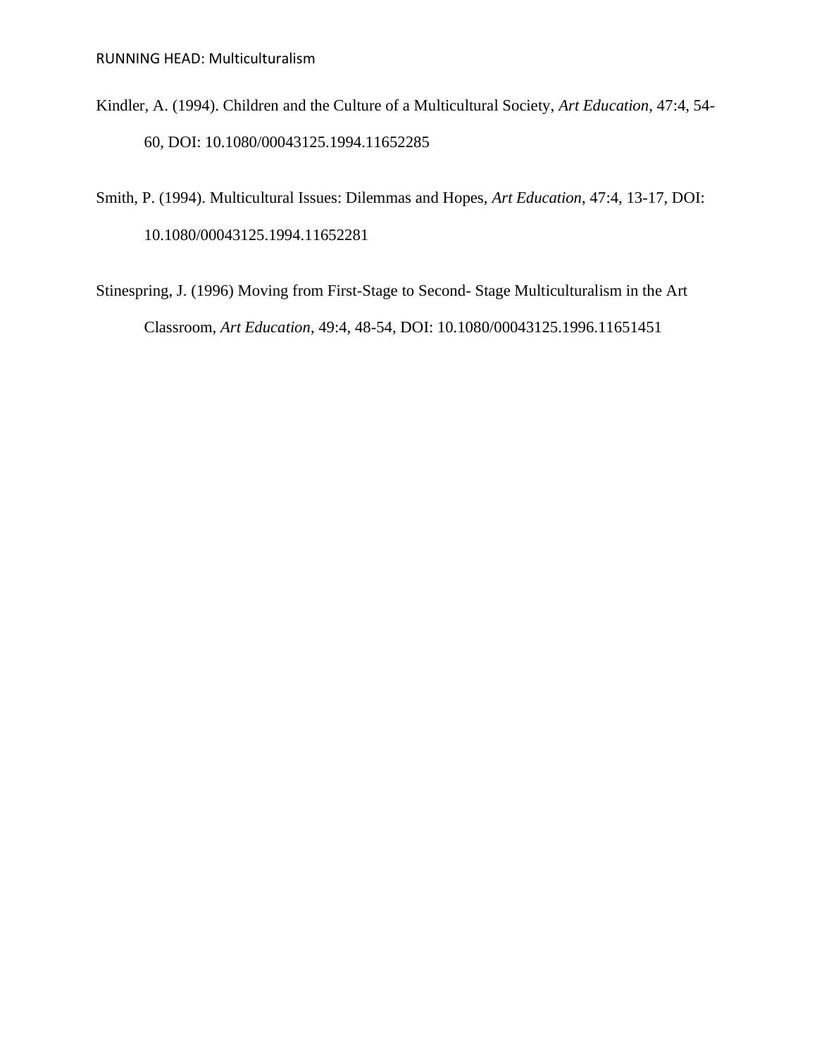Kindler, A. (1994). Children and the Culture of a Multicultural Society, *Art Education*, 47:4, 54-60, DOI: 10.1080/00043125.1994.11652285

Smith, P. (1994). Multicultural Issues: Dilemmas and Hopes, *Art Education*, 47:4, 13-17, DOI: 10.1080/00043125.1994.11652281

Stinespring, J. (1996) Moving from First-Stage to Second- Stage Multiculturalism in the Art Classroom, *Art Education*, 49:4, 48-54, DOI: 10.1080/00043125.1996.11651451